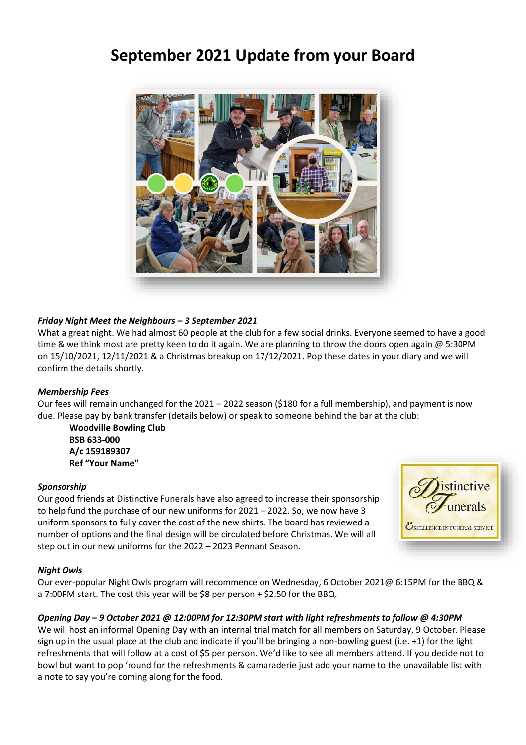# September 2021 Update from your Board

***Friday Night Meet the Neighbours – 3 September 2021***

What a great night. We had almost 60 people at the club for a few social drinks. Everyone seemed to have a good time & we think most are pretty keen to do it again. We are planning to throw the doors open again @ 5:30PM on 15/10/2021, 12/11/2021 & a Christmas breakup on 17/12/2021. Pop these dates in your diary and we will confirm the details shortly.

***Membership Fees***

Our fees will remain unchanged for the 2021 – 2022 season ($180 for a full membership), and payment is now due. Please pay by bank transfer (details below) or speak to someone behind the bar at the club:

**Woodville Bowling Club**
**BSB 633-000**
**A/c 159189307**
**Ref "Your Name"**

***Sponsorship***

Our good friends at Distinctive Funerals have also agreed to increase their sponsorship to help fund the purchase of our new uniforms for 2021 – 2022. So, we now have 3 uniform sponsors to fully cover the cost of the new shirts. The board has reviewed a number of options and the final design will be circulated before Christmas. We will all step out in our new uniforms for the 2022 – 2023 Pennant Season.

***Night Owls***

Our ever-popular Night Owls program will recommence on Wednesday, 6 October 2021@ 6:15PM for the BBQ & a 7:00PM start. The cost this year will be $8 per person + $2.50 for the BBQ.

***Opening Day – 9 October 2021 @ 12:00PM for 12:30PM start with light refreshments to follow @ 4:30PM***

We will host an informal Opening Day with an internal trial match for all members on Saturday, 9 October. Please sign up in the usual place at the club and indicate if you'll be bringing a non-bowling guest (i.e. +1) for the light refreshments that will follow at a cost of $5 per person. We'd like to see all members attend. If you decide not to bowl but want to pop 'round for the refreshments & camaraderie just add your name to the unavailable list with a note to say you're coming along for the food.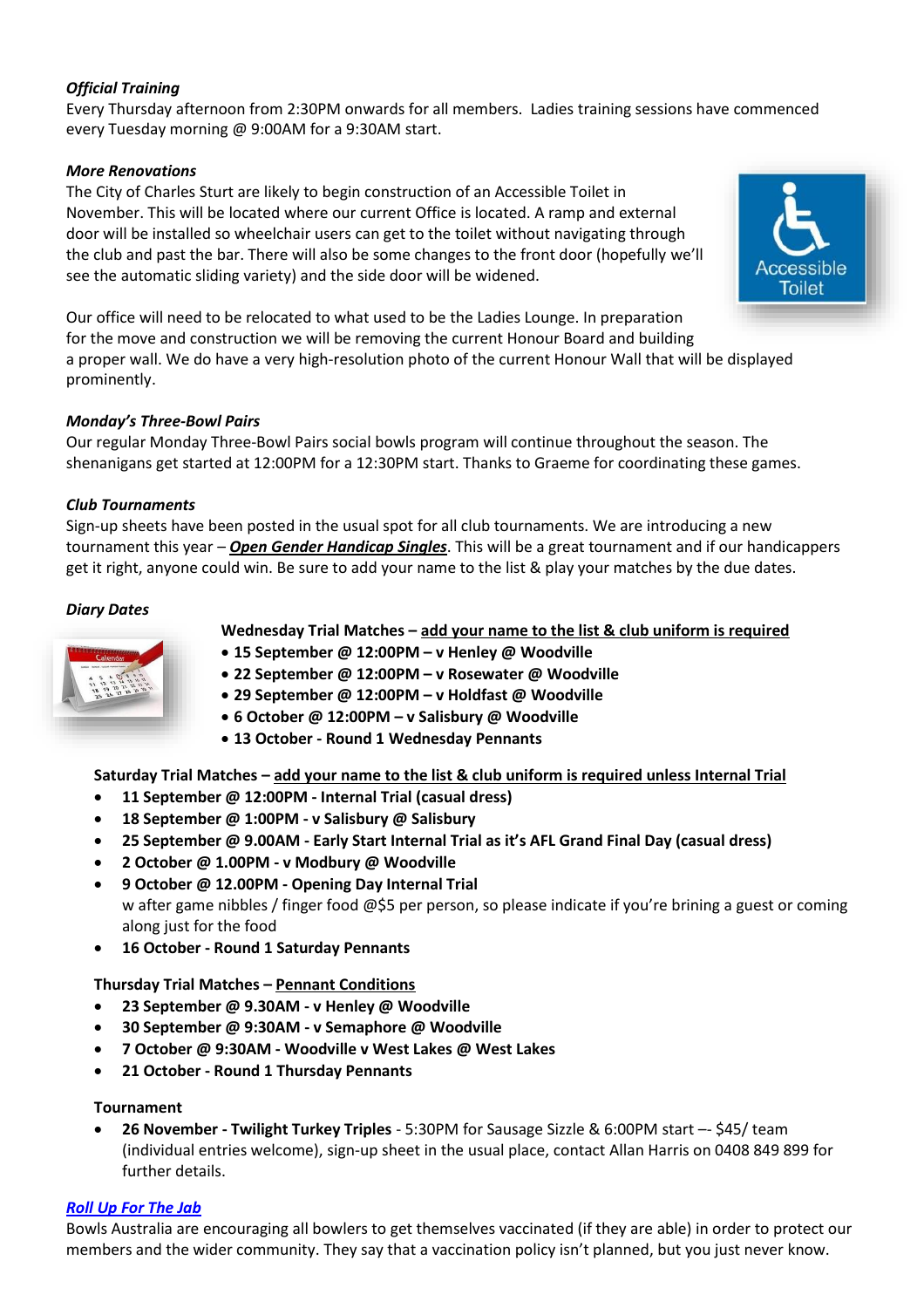***Official Training***

Every Thursday afternoon from 2:30PM onwards for all members. Ladies training sessions have commenced every Tuesday morning @ 9:00AM for a 9:30AM start.

***More Renovations***

The City of Charles Sturt are likely to begin construction of an Accessible Toilet in November. This will be located where our current Office is located. A ramp and external door will be installed so wheelchair users can get to the toilet without navigating through the club and past the bar. There will also be some changes to the front door (hopefully we'll see the automatic sliding variety) and the side door will be widened.

Our office will need to be relocated to what used to be the Ladies Lounge. In preparation for the move and construction we will be removing the current Honour Board and building a proper wall. We do have a very high-resolution photo of the current Honour Wall that will be displayed prominently.

***Monday's Three-Bowl Pairs***

Our regular Monday Three-Bowl Pairs social bowls program will continue throughout the season. The shenanigans get started at 12:00PM for a 12:30PM start. Thanks to Graeme for coordinating these games.

***Club Tournaments***

Sign-up sheets have been posted in the usual spot for all club tournaments. We are introducing a new tournament this year – ***Open Gender Handicap Singles***. This will be a great tournament and if our handicappers get it right, anyone could win. Be sure to add your name to the list & play your matches by the due dates.

***Diary Dates***

**Wednesday Trial Matches – add your name to the list & club uniform is required**

- **15 September @ 12:00PM – v Henley @ Woodville**
- **22 September @ 12:00PM – v Rosewater @ Woodville**
- **29 September @ 12:00PM – v Holdfast @ Woodville**
- **6 October @ 12:00PM – v Salisbury @ Woodville**
- **13 October - Round 1 Wednesday Pennants**

**Saturday Trial Matches – add your name to the list & club uniform is required unless Internal Trial**

- **11 September @ 12:00PM - Internal Trial (casual dress)**
- **18 September @ 1:00PM - v Salisbury @ Salisbury**
- **25 September @ 9.00AM - Early Start Internal Trial as it's AFL Grand Final Day (casual dress)**
- **2 October @ 1.00PM - v Modbury @ Woodville**
- **9 October @ 12.00PM - Opening Day Internal Trial**
  w after game nibbles / finger food @$5 per person, so please indicate if you're brining a guest or coming along just for the food
- **16 October - Round 1 Saturday Pennants**

**Thursday Trial Matches – Pennant Conditions**

- **23 September @ 9.30AM - v Henley @ Woodville**
- **30 September @ 9:30AM - v Semaphore @ Woodville**
- **7 October @ 9:30AM - Woodville v West Lakes @ West Lakes**
- **21 October - Round 1 Thursday Pennants**

**Tournament**

- **26 November - Twilight Turkey Triples** - 5:30PM for Sausage Sizzle & 6:00PM start –- $45/ team (individual entries welcome), sign-up sheet in the usual place, contact Allan Harris on 0408 849 899 for further details.

***Roll Up For The Jab***

Bowls Australia are encouraging all bowlers to get themselves vaccinated (if they are able) in order to protect our members and the wider community. They say that a vaccination policy isn't planned, but you just never know.